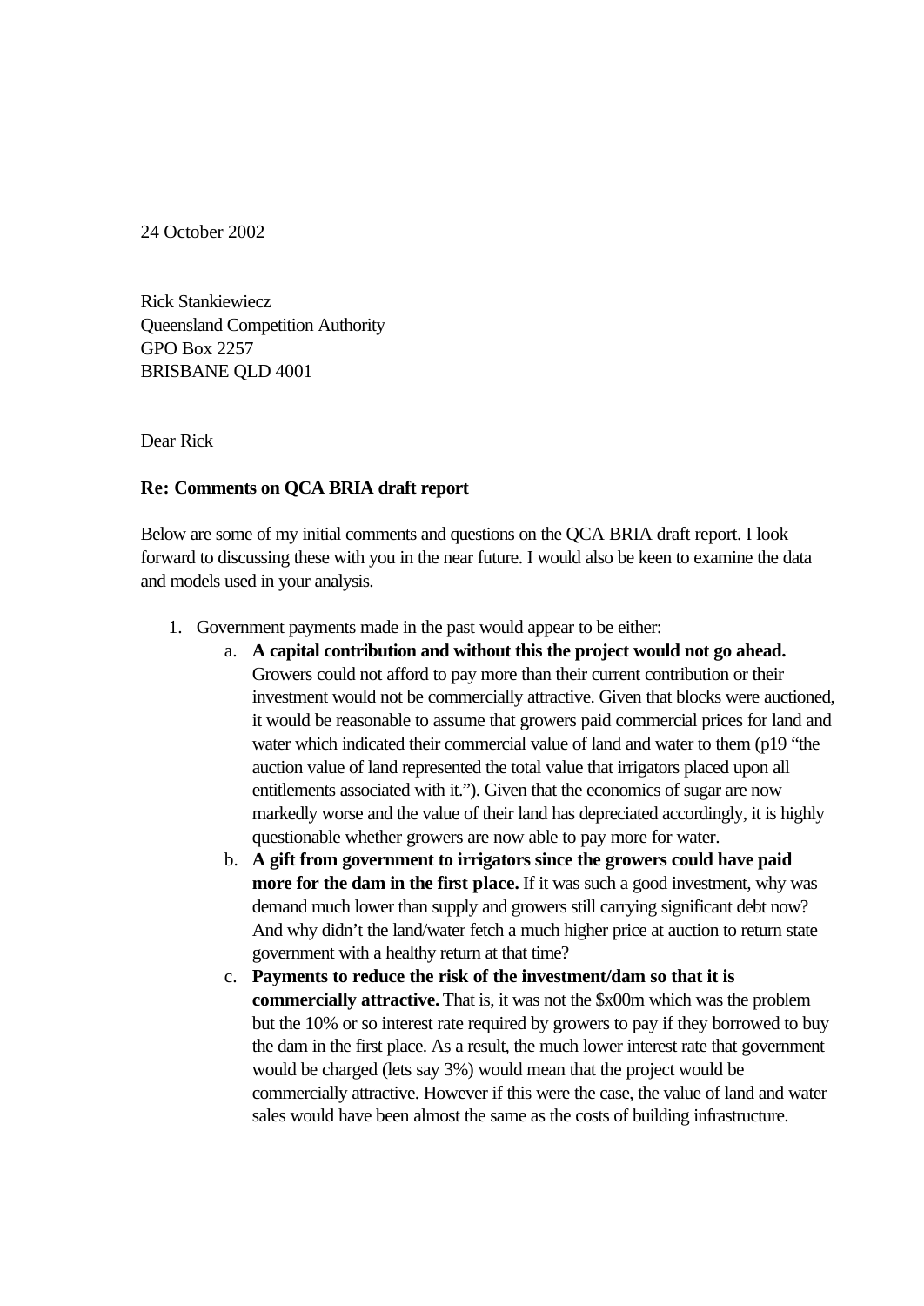24 October 2002

Rick Stankiewiecz
Queensland Competition Authority
GPO Box 2257
BRISBANE QLD 4001

Dear Rick

**Re: Comments on QCA BRIA draft report**

Below are some of my initial comments and questions on the QCA BRIA draft report. I look forward to discussing these with you in the near future. I would also be keen to examine the data and models used in your analysis.

1. Government payments made in the past would appear to be either:
   a. **A capital contribution and without this the project would not go ahead.** Growers could not afford to pay more than their current contribution or their investment would not be commercially attractive. Given that blocks were auctioned, it would be reasonable to assume that growers paid commercial prices for land and water which indicated their commercial value of land and water to them (p19 "the auction value of land represented the total value that irrigators placed upon all entitlements associated with it."). Given that the economics of sugar are now markedly worse and the value of their land has depreciated accordingly, it is highly questionable whether growers are now able to pay more for water.
   b. **A gift from government to irrigators since the growers could have paid more for the dam in the first place.** If it was such a good investment, why was demand much lower than supply and growers still carrying significant debt now? And why didn't the land/water fetch a much higher price at auction to return state government with a healthy return at that time?
   c. **Payments to reduce the risk of the investment/dam so that it is commercially attractive.** That is, it was not the $x00m which was the problem but the 10% or so interest rate required by growers to pay if they borrowed to buy the dam in the first place. As a result, the much lower interest rate that government would be charged (lets say 3%) would mean that the project would be commercially attractive. However if this were the case, the value of land and water sales would have been almost the same as the costs of building infrastructure.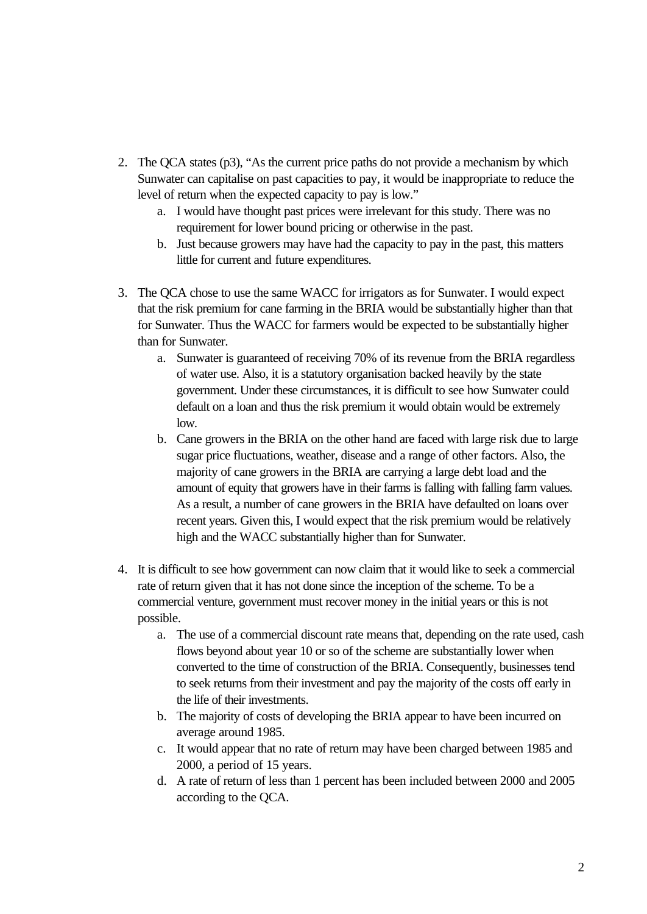2. The QCA states (p3), “As the current price paths do not provide a mechanism by which Sunwater can capitalise on past capacities to pay, it would be inappropriate to reduce the level of return when the expected capacity to pay is low.”
    a. I would have thought past prices were irrelevant for this study. There was no requirement for lower bound pricing or otherwise in the past.
    b. Just because growers may have had the capacity to pay in the past, this matters little for current and future expenditures.

3. The QCA chose to use the same WACC for irrigators as for Sunwater. I would expect that the risk premium for cane farming in the BRIA would be substantially higher than that for Sunwater. Thus the WACC for farmers would be expected to be substantially higher than for Sunwater.
    a. Sunwater is guaranteed of receiving 70% of its revenue from the BRIA regardless of water use. Also, it is a statutory organisation backed heavily by the state government. Under these circumstances, it is difficult to see how Sunwater could default on a loan and thus the risk premium it would obtain would be extremely low.
    b. Cane growers in the BRIA on the other hand are faced with large risk due to large sugar price fluctuations, weather, disease and a range of other factors. Also, the majority of cane growers in the BRIA are carrying a large debt load and the amount of equity that growers have in their farms is falling with falling farm values. As a result, a number of cane growers in the BRIA have defaulted on loans over recent years. Given this, I would expect that the risk premium would be relatively high and the WACC substantially higher than for Sunwater.

4. It is difficult to see how government can now claim that it would like to seek a commercial rate of return given that it has not done since the inception of the scheme. To be a commercial venture, government must recover money in the initial years or this is not possible.
    a. The use of a commercial discount rate means that, depending on the rate used, cash flows beyond about year 10 or so of the scheme are substantially lower when converted to the time of construction of the BRIA. Consequently, businesses tend to seek returns from their investment and pay the majority of the costs off early in the life of their investments.
    b. The majority of costs of developing the BRIA appear to have been incurred on average around 1985.
    c. It would appear that no rate of return may have been charged between 1985 and 2000, a period of 15 years.
    d. A rate of return of less than 1 percent has been included between 2000 and 2005 according to the QCA.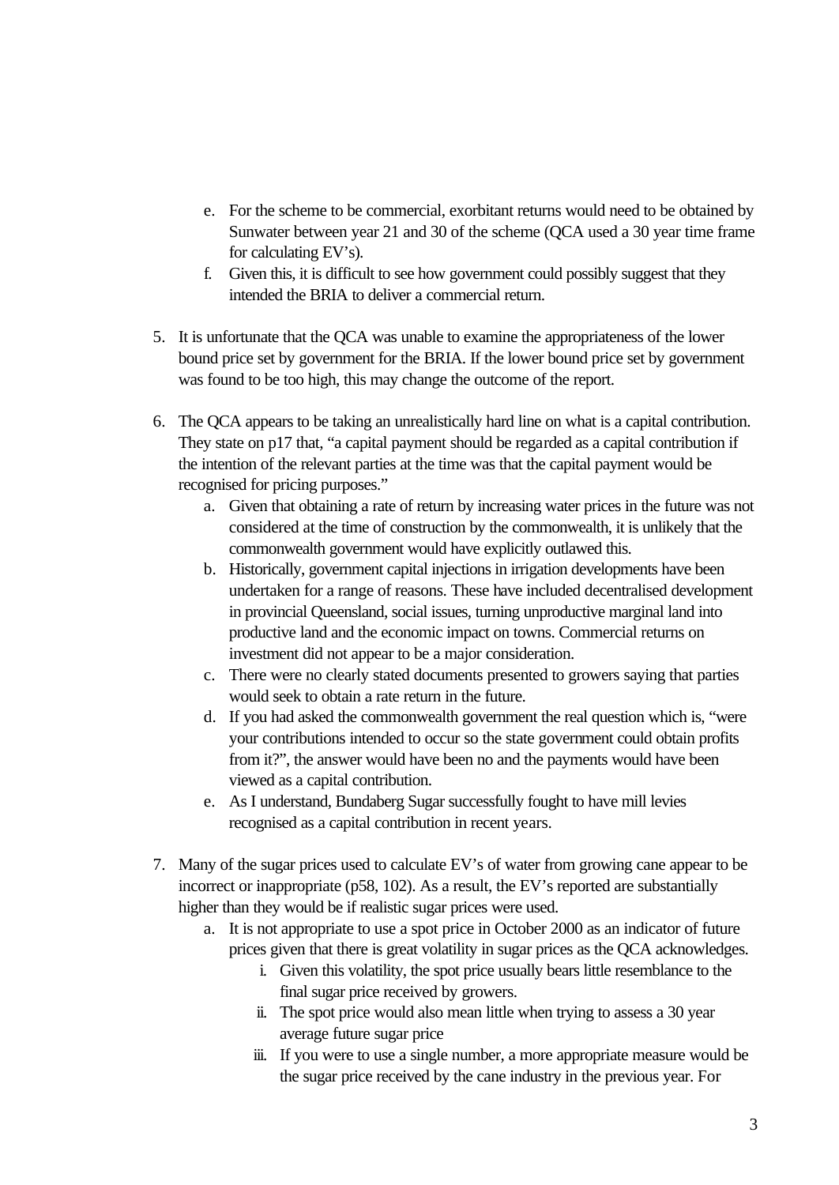e. For the scheme to be commercial, exorbitant returns would need to be obtained by Sunwater between year 21 and 30 of the scheme (QCA used a 30 year time frame for calculating EV's).
   f. Given this, it is difficult to see how government could possibly suggest that they intended the BRIA to deliver a commercial return.

5. It is unfortunate that the QCA was unable to examine the appropriateness of the lower bound price set by government for the BRIA. If the lower bound price set by government was found to be too high, this may change the outcome of the report.

6. The QCA appears to be taking an unrealistically hard line on what is a capital contribution. They state on p17 that, "a capital payment should be regarded as a capital contribution if the intention of the relevant parties at the time was that the capital payment would be recognised for pricing purposes."
   a. Given that obtaining a rate of return by increasing water prices in the future was not considered at the time of construction by the commonwealth, it is unlikely that the commonwealth government would have explicitly outlawed this.
   b. Historically, government capital injections in irrigation developments have been undertaken for a range of reasons. These have included decentralised development in provincial Queensland, social issues, turning unproductive marginal land into productive land and the economic impact on towns. Commercial returns on investment did not appear to be a major consideration.
   c. There were no clearly stated documents presented to growers saying that parties would seek to obtain a rate return in the future.
   d. If you had asked the commonwealth government the real question which is, "were your contributions intended to occur so the state government could obtain profits from it?", the answer would have been no and the payments would have been viewed as a capital contribution.
   e. As I understand, Bundaberg Sugar successfully fought to have mill levies recognised as a capital contribution in recent years.

7. Many of the sugar prices used to calculate EV's of water from growing cane appear to be incorrect or inappropriate (p58, 102). As a result, the EV's reported are substantially higher than they would be if realistic sugar prices were used.
   a. It is not appropriate to use a spot price in October 2000 as an indicator of future prices given that there is great volatility in sugar prices as the QCA acknowledges.
      i. Given this volatility, the spot price usually bears little resemblance to the final sugar price received by growers.
      ii. The spot price would also mean little when trying to assess a 30 year average future sugar price
      iii. If you were to use a single number, a more appropriate measure would be the sugar price received by the cane industry in the previous year. For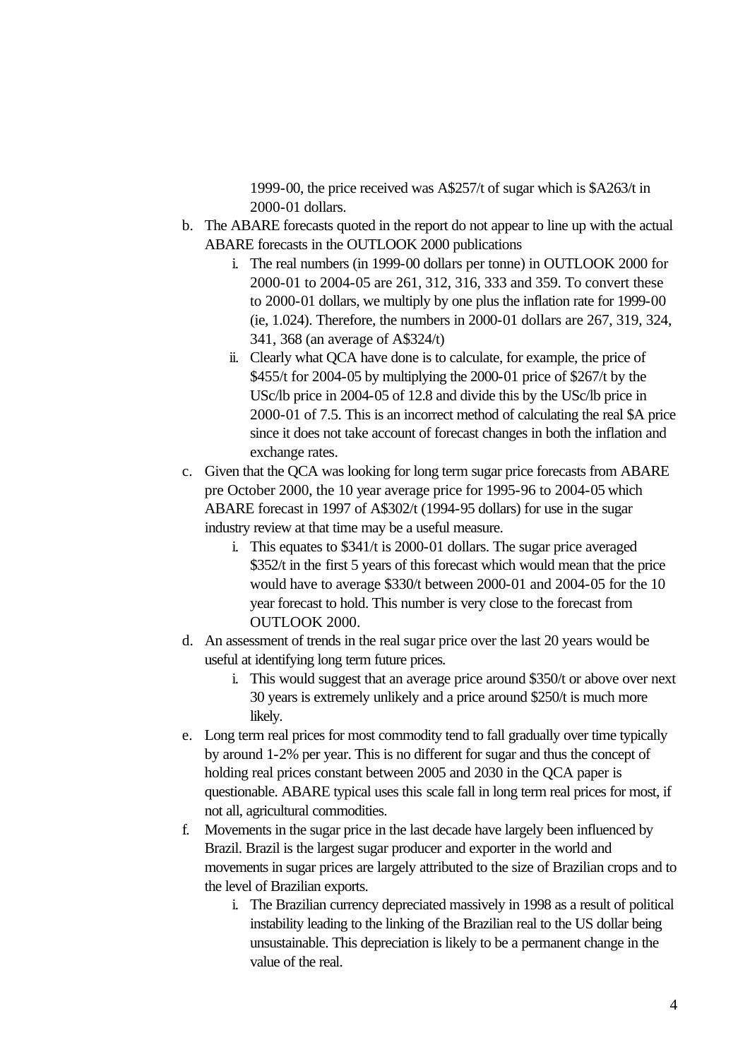1999-00, the price received was A$257/t of sugar which is $A263/t in 2000-01 dollars.

b. The ABARE forecasts quoted in the report do not appear to line up with the actual ABARE forecasts in the OUTLOOK 2000 publications
    i. The real numbers (in 1999-00 dollars per tonne) in OUTLOOK 2000 for 2000-01 to 2004-05 are 261, 312, 316, 333 and 359. To convert these to 2000-01 dollars, we multiply by one plus the inflation rate for 1999-00 (ie, 1.024). Therefore, the numbers in 2000-01 dollars are 267, 319, 324, 341, 368 (an average of A$324/t)
    ii. Clearly what QCA have done is to calculate, for example, the price of $455/t for 2004-05 by multiplying the 2000-01 price of $267/t by the USc/lb price in 2004-05 of 12.8 and divide this by the USc/lb price in 2000-01 of 7.5. This is an incorrect method of calculating the real $A price since it does not take account of forecast changes in both the inflation and exchange rates.

c. Given that the QCA was looking for long term sugar price forecasts from ABARE pre October 2000, the 10 year average price for 1995-96 to 2004-05 which ABARE forecast in 1997 of A$302/t (1994-95 dollars) for use in the sugar industry review at that time may be a useful measure.
    i. This equates to $341/t is 2000-01 dollars. The sugar price averaged $352/t in the first 5 years of this forecast which would mean that the price would have to average $330/t between 2000-01 and 2004-05 for the 10 year forecast to hold. This number is very close to the forecast from OUTLOOK 2000.

d. An assessment of trends in the real sugar price over the last 20 years would be useful at identifying long term future prices.
    i. This would suggest that an average price around $350/t or above over next 30 years is extremely unlikely and a price around $250/t is much more likely.

e. Long term real prices for most commodity tend to fall gradually over time typically by around 1-2% per year. This is no different for sugar and thus the concept of holding real prices constant between 2005 and 2030 in the QCA paper is questionable. ABARE typical uses this scale fall in long term real prices for most, if not all, agricultural commodities.

f. Movements in the sugar price in the last decade have largely been influenced by Brazil. Brazil is the largest sugar producer and exporter in the world and movements in sugar prices are largely attributed to the size of Brazilian crops and to the level of Brazilian exports.
    i. The Brazilian currency depreciated massively in 1998 as a result of political instability leading to the linking of the Brazilian real to the US dollar being unsustainable. This depreciation is likely to be a permanent change in the value of the real.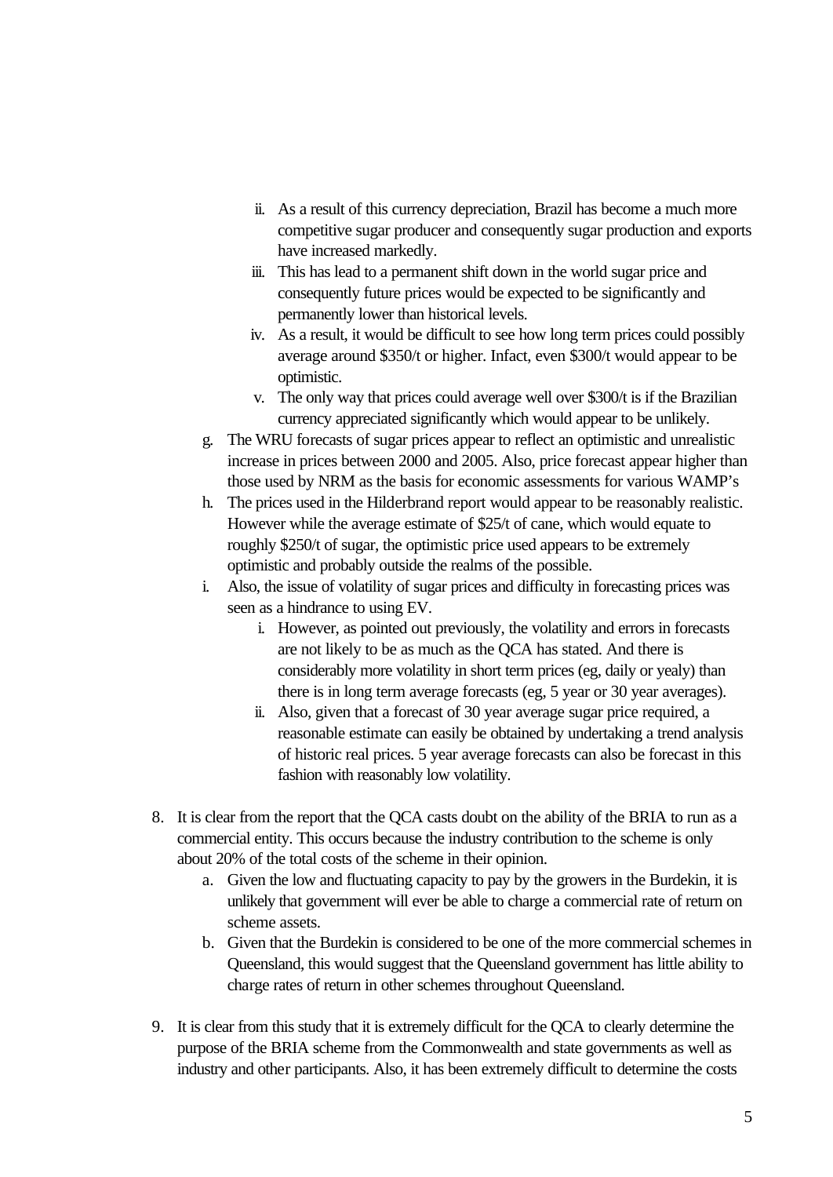- ii. As a result of this currency depreciation, Brazil has become a much more competitive sugar producer and consequently sugar production and exports have increased markedly.
   - iii. This has lead to a permanent shift down in the world sugar price and consequently future prices would be expected to be significantly and permanently lower than historical levels.
   - iv. As a result, it would be difficult to see how long term prices could possibly average around $350/t or higher. Infact, even $300/t would appear to be optimistic.
   - v. The only way that prices could average well over $300/t is if the Brazilian currency appreciated significantly which would appear to be unlikely.

g. The WRU forecasts of sugar prices appear to reflect an optimistic and unrealistic increase in prices between 2000 and 2005. Also, price forecast appear higher than those used by NRM as the basis for economic assessments for various WAMP's

h. The prices used in the Hilderbrand report would appear to be reasonably realistic. However while the average estimate of $25/t of cane, which would equate to roughly $250/t of sugar, the optimistic price used appears to be extremely optimistic and probably outside the realms of the possible.

i. Also, the issue of volatility of sugar prices and difficulty in forecasting prices was seen as a hindrance to using EV.
   - i. However, as pointed out previously, the volatility and errors in forecasts are not likely to be as much as the QCA has stated. And there is considerably more volatility in short term prices (eg, daily or yealy) than there is in long term average forecasts (eg, 5 year or 30 year averages).
   - ii. Also, given that a forecast of 30 year average sugar price required, a reasonable estimate can easily be obtained by undertaking a trend analysis of historic real prices. 5 year average forecasts can also be forecast in this fashion with reasonably low volatility.

8. It is clear from the report that the QCA casts doubt on the ability of the BRIA to run as a commercial entity. This occurs because the industry contribution to the scheme is only about 20% of the total costs of the scheme in their opinion.
   a. Given the low and fluctuating capacity to pay by the growers in the Burdekin, it is unlikely that government will ever be able to charge a commercial rate of return on scheme assets.
   b. Given that the Burdekin is considered to be one of the more commercial schemes in Queensland, this would suggest that the Queensland government has little ability to charge rates of return in other schemes throughout Queensland.

9. It is clear from this study that it is extremely difficult for the QCA to clearly determine the purpose of the BRIA scheme from the Commonwealth and state governments as well as industry and other participants. Also, it has been extremely difficult to determine the costs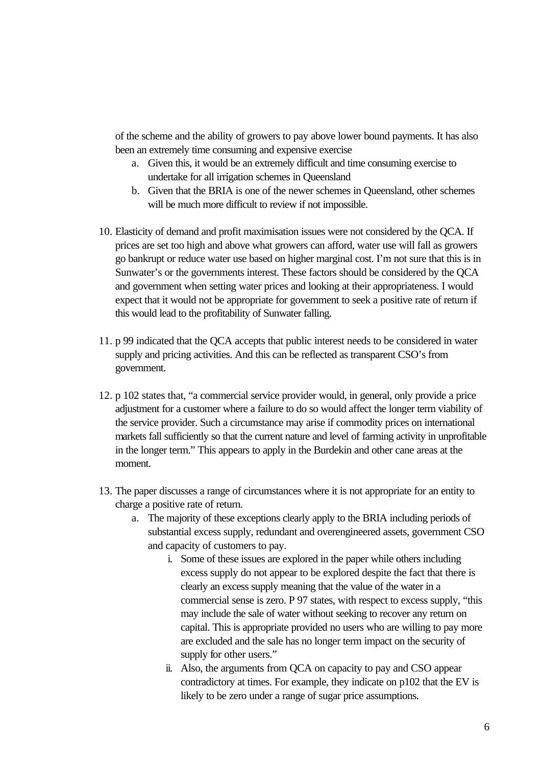of the scheme and the ability of growers to pay above lower bound payments. It has also been an extremely time consuming and expensive exercise

   a. Given this, it would be an extremely difficult and time consuming exercise to undertake for all irrigation schemes in Queensland
   b. Given that the BRIA is one of the newer schemes in Queensland, other schemes will be much more difficult to review if not impossible.

10. Elasticity of demand and profit maximisation issues were not considered by the QCA. If prices are set too high and above what growers can afford, water use will fall as growers go bankrupt or reduce water use based on higher marginal cost. I'm not sure that this is in Sunwater's or the governments interest. These factors should be considered by the QCA and government when setting water prices and looking at their appropriateness. I would expect that it would not be appropriate for government to seek a positive rate of return if this would lead to the profitability of Sunwater falling.

11. p 99 indicated that the QCA accepts that public interest needs to be considered in water supply and pricing activities. And this can be reflected as transparent CSO's from government.

12. p 102 states that, "a commercial service provider would, in general, only provide a price adjustment for a customer where a failure to do so would affect the longer term viability of the service provider. Such a circumstance may arise if commodity prices on international markets fall sufficiently so that the current nature and level of farming activity in unprofitable in the longer term." This appears to apply in the Burdekin and other cane areas at the moment.

13. The paper discusses a range of circumstances where it is not appropriate for an entity to charge a positive rate of return.
   a. The majority of these exceptions clearly apply to the BRIA including periods of substantial excess supply, redundant and overengineered assets, government CSO and capacity of customers to pay.
      i. Some of these issues are explored in the paper while others including excess supply do not appear to be explored despite the fact that there is clearly an excess supply meaning that the value of the water in a commercial sense is zero. P 97 states, with respect to excess supply, "this may include the sale of water without seeking to recover any return on capital. This is appropriate provided no users who are willing to pay more are excluded and the sale has no longer term impact on the security of supply for other users."
      ii. Also, the arguments from QCA on capacity to pay and CSO appear contradictory at times. For example, they indicate on p102 that the EV is likely to be zero under a range of sugar price assumptions.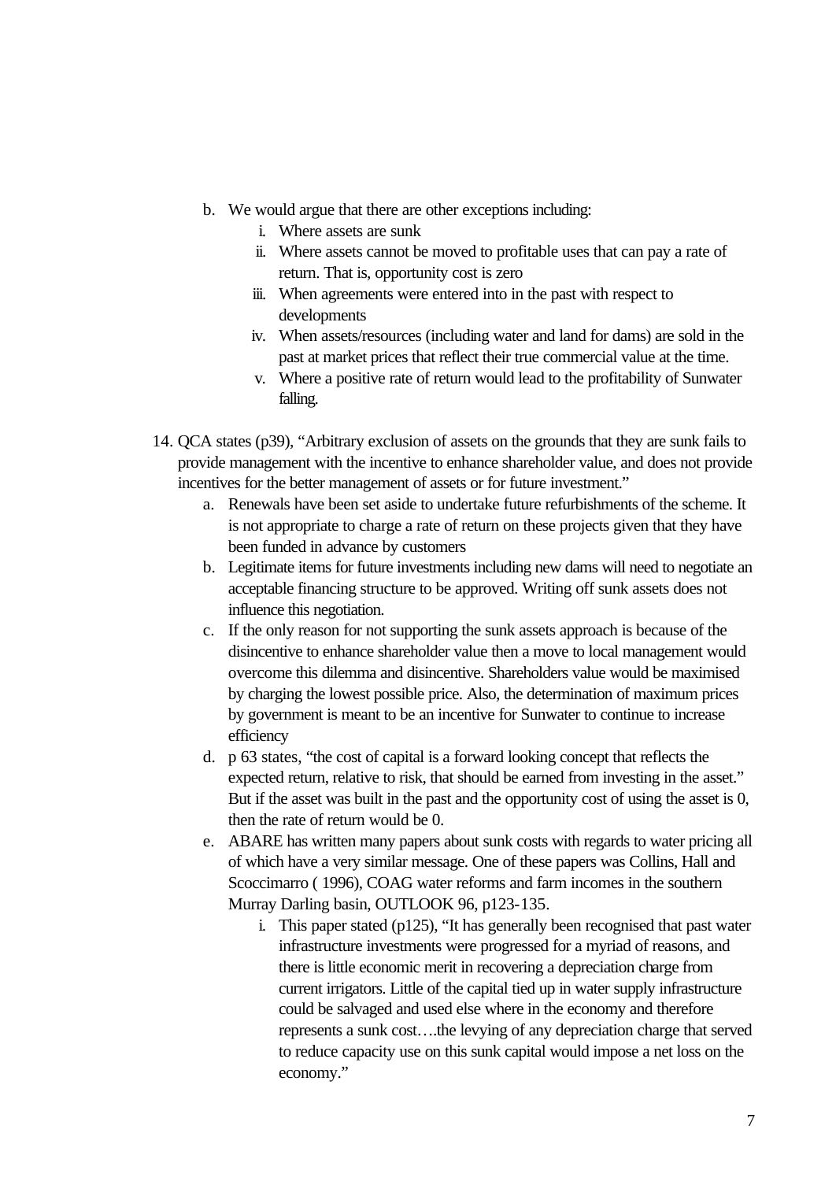b. We would argue that there are other exceptions including:
    i. Where assets are sunk
    ii. Where assets cannot be moved to profitable uses that can pay a rate of return. That is, opportunity cost is zero
    iii. When agreements were entered into in the past with respect to developments
    iv. When assets/resources (including water and land for dams) are sold in the past at market prices that reflect their true commercial value at the time.
    v. Where a positive rate of return would lead to the profitability of Sunwater falling.

14. QCA states (p39), "Arbitrary exclusion of assets on the grounds that they are sunk fails to provide management with the incentive to enhance shareholder value, and does not provide incentives for the better management of assets or for future investment."
    a. Renewals have been set aside to undertake future refurbishments of the scheme. It is not appropriate to charge a rate of return on these projects given that they have been funded in advance by customers
    b. Legitimate items for future investments including new dams will need to negotiate an acceptable financing structure to be approved. Writing off sunk assets does not influence this negotiation.
    c. If the only reason for not supporting the sunk assets approach is because of the disincentive to enhance shareholder value then a move to local management would overcome this dilemma and disincentive. Shareholders value would be maximised by charging the lowest possible price. Also, the determination of maximum prices by government is meant to be an incentive for Sunwater to continue to increase efficiency
    d. p 63 states, "the cost of capital is a forward looking concept that reflects the expected return, relative to risk, that should be earned from investing in the asset." But if the asset was built in the past and the opportunity cost of using the asset is 0, then the rate of return would be 0.
    e. ABARE has written many papers about sunk costs with regards to water pricing all of which have a very similar message. One of these papers was Collins, Hall and Scoccimarro ( 1996), COAG water reforms and farm incomes in the southern Murray Darling basin, OUTLOOK 96, p123-135.
        i. This paper stated (p125), "It has generally been recognised that past water infrastructure investments were progressed for a myriad of reasons, and there is little economic merit in recovering a depreciation charge from current irrigators. Little of the capital tied up in water supply infrastructure could be salvaged and used else where in the economy and therefore represents a sunk cost….the levying of any depreciation charge that served to reduce capacity use on this sunk capital would impose a net loss on the economy."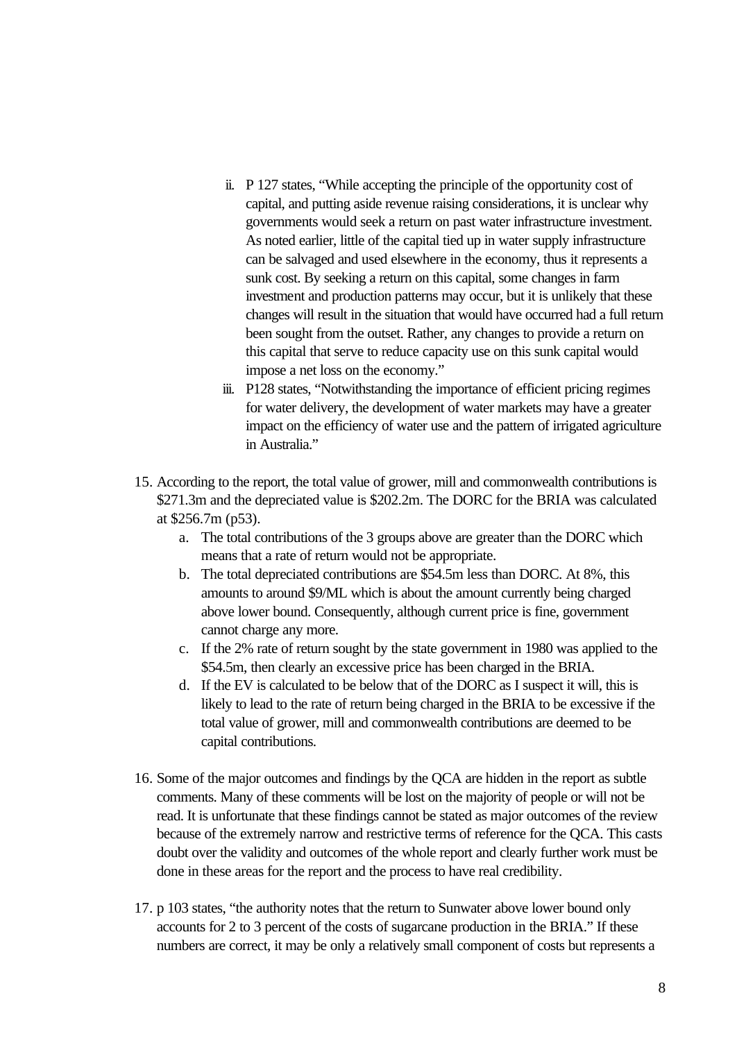ii. P 127 states, "While accepting the principle of the opportunity cost of capital, and putting aside revenue raising considerations, it is unclear why governments would seek a return on past water infrastructure investment. As noted earlier, little of the capital tied up in water supply infrastructure can be salvaged and used elsewhere in the economy, thus it represents a sunk cost. By seeking a return on this capital, some changes in farm investment and production patterns may occur, but it is unlikely that these changes will result in the situation that would have occurred had a full return been sought from the outset. Rather, any changes to provide a return on this capital that serve to reduce capacity use on this sunk capital would impose a net loss on the economy."

   iii. P128 states, "Notwithstanding the importance of efficient pricing regimes for water delivery, the development of water markets may have a greater impact on the efficiency of water use and the pattern of irrigated agriculture in Australia."

15. According to the report, the total value of grower, mill and commonwealth contributions is $271.3m and the depreciated value is $202.2m. The DORC for the BRIA was calculated at $256.7m (p53).
    a. The total contributions of the 3 groups above are greater than the DORC which means that a rate of return would not be appropriate.
    b. The total depreciated contributions are $54.5m less than DORC. At 8%, this amounts to around $9/ML which is about the amount currently being charged above lower bound. Consequently, although current price is fine, government cannot charge any more.
    c. If the 2% rate of return sought by the state government in 1980 was applied to the $54.5m, then clearly an excessive price has been charged in the BRIA.
    d. If the EV is calculated to be below that of the DORC as I suspect it will, this is likely to lead to the rate of return being charged in the BRIA to be excessive if the total value of grower, mill and commonwealth contributions are deemed to be capital contributions.

16. Some of the major outcomes and findings by the QCA are hidden in the report as subtle comments. Many of these comments will be lost on the majority of people or will not be read. It is unfortunate that these findings cannot be stated as major outcomes of the review because of the extremely narrow and restrictive terms of reference for the QCA. This casts doubt over the validity and outcomes of the whole report and clearly further work must be done in these areas for the report and the process to have real credibility.

17. p 103 states, "the authority notes that the return to Sunwater above lower bound only accounts for 2 to 3 percent of the costs of sugarcane production in the BRIA." If these numbers are correct, it may be only a relatively small component of costs but represents a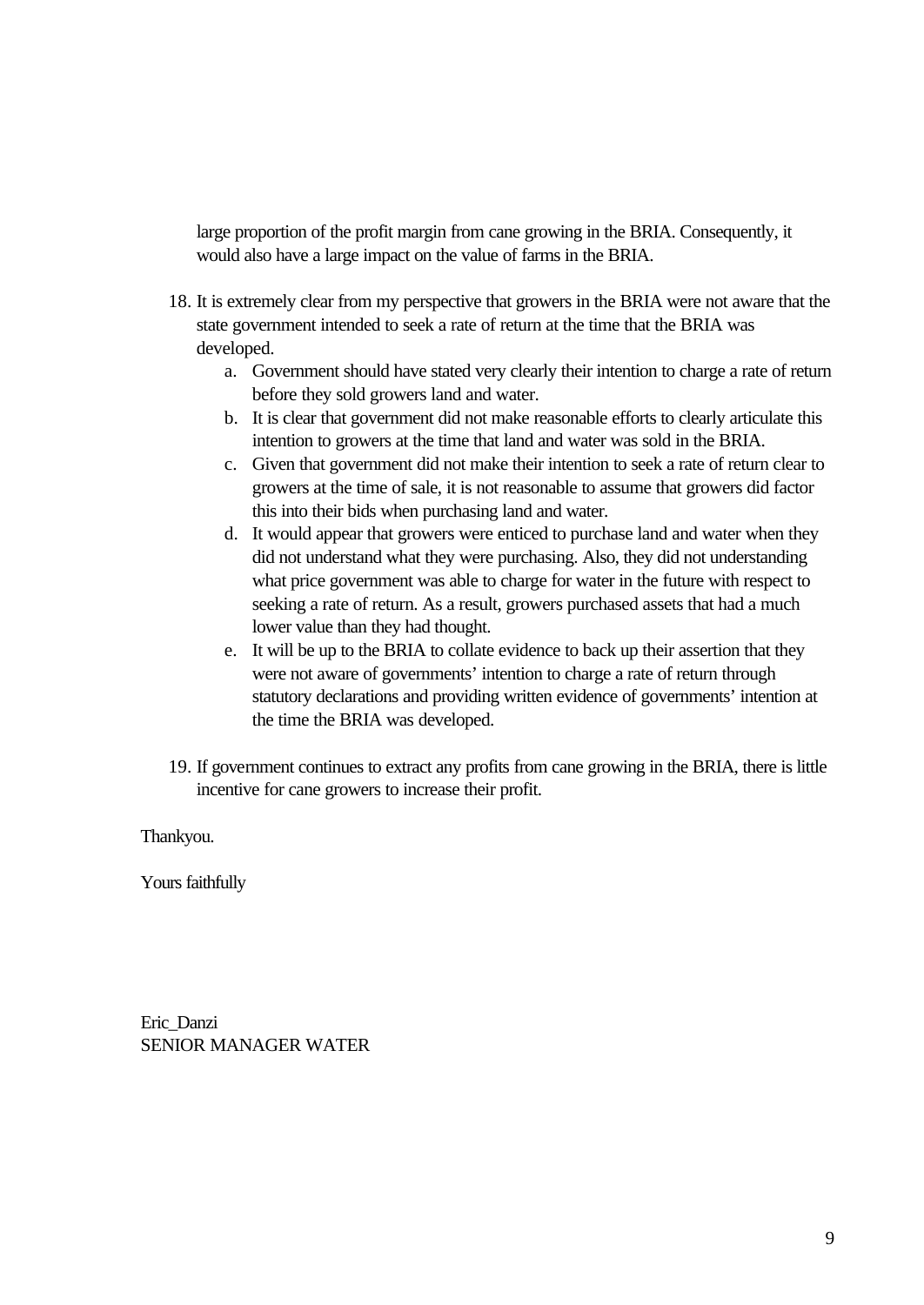large proportion of the profit margin from cane growing in the BRIA. Consequently, it would also have a large impact on the value of farms in the BRIA.

18. It is extremely clear from my perspective that growers in the BRIA were not aware that the state government intended to seek a rate of return at the time that the BRIA was developed.
    a. Government should have stated very clearly their intention to charge a rate of return before they sold growers land and water.
    b. It is clear that government did not make reasonable efforts to clearly articulate this intention to growers at the time that land and water was sold in the BRIA.
    c. Given that government did not make their intention to seek a rate of return clear to growers at the time of sale, it is not reasonable to assume that growers did factor this into their bids when purchasing land and water.
    d. It would appear that growers were enticed to purchase land and water when they did not understand what they were purchasing. Also, they did not understanding what price government was able to charge for water in the future with respect to seeking a rate of return. As a result, growers purchased assets that had a much lower value than they had thought.
    e. It will be up to the BRIA to collate evidence to back up their assertion that they were not aware of governments' intention to charge a rate of return through statutory declarations and providing written evidence of governments' intention at the time the BRIA was developed.

19. If government continues to extract any profits from cane growing in the BRIA, there is little incentive for cane growers to increase their profit.

Thankyou.

Yours faithfully

Eric_Danzi
SENIOR MANAGER WATER